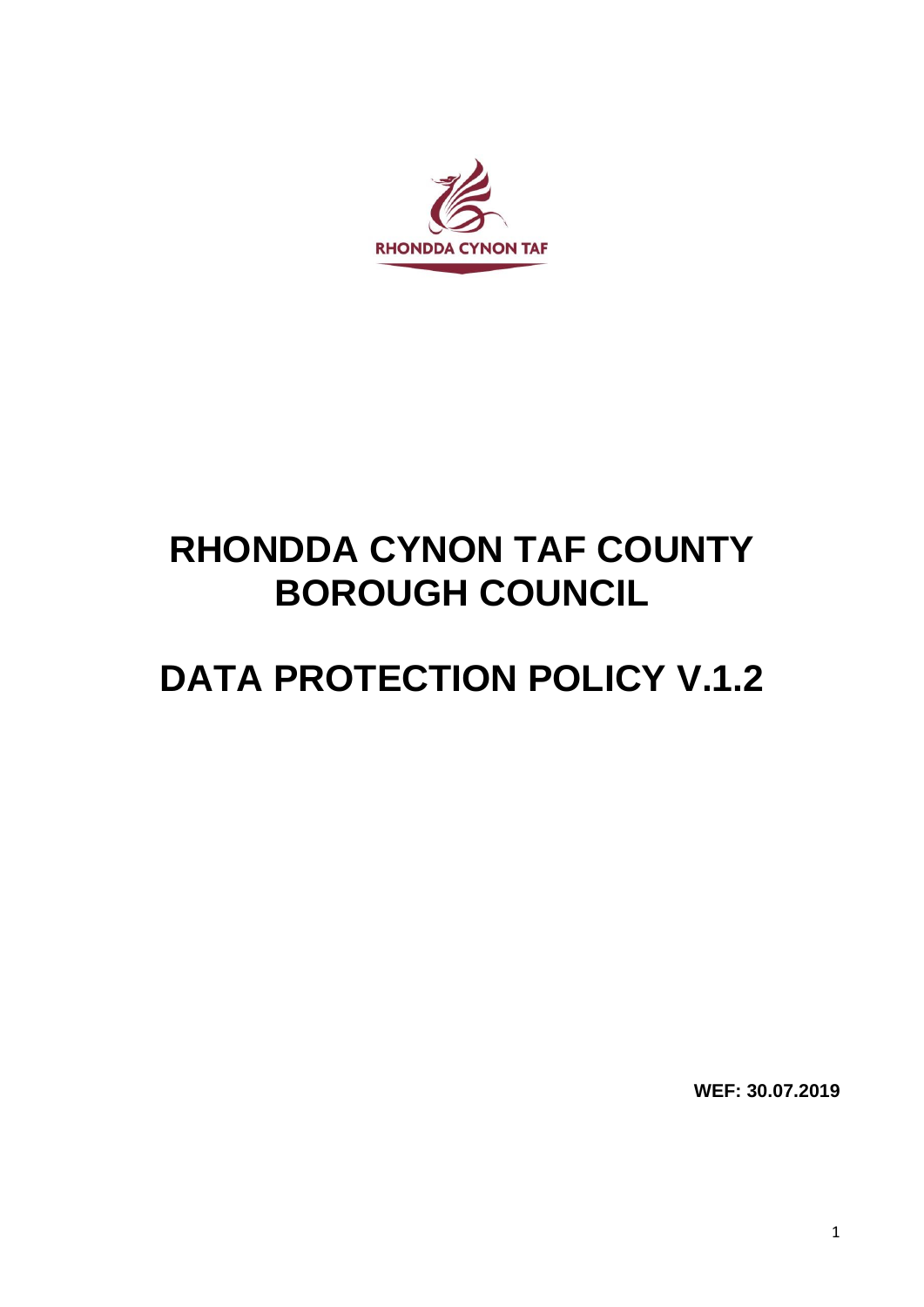RHONDDA CYNON TAF

# RHONDDA CYNON TAF COUNTY BOROUGH COUNCIL

# DATA PROTECTION POLICY V.1.2

**WEF: 30.07.2019**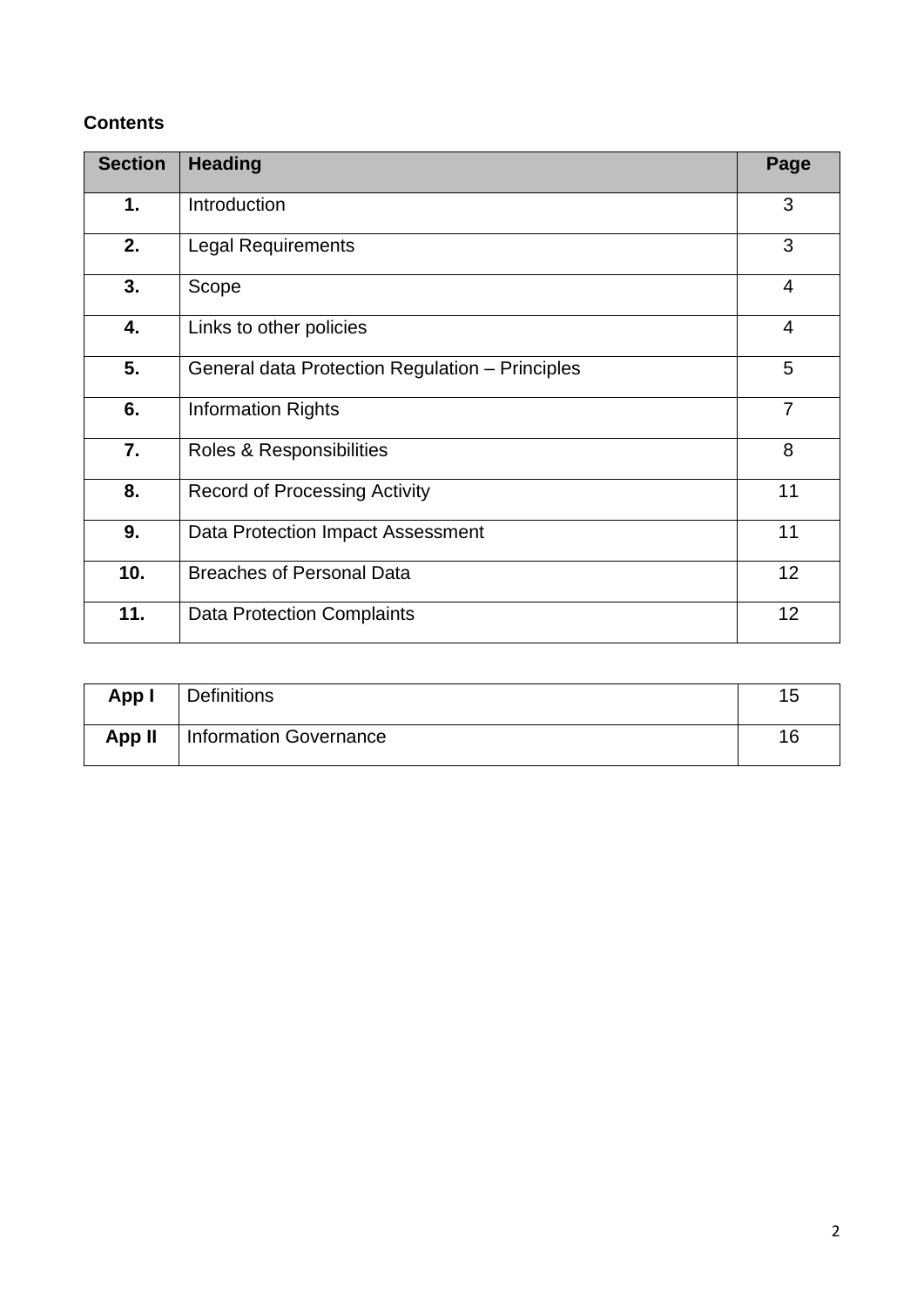**Contents**

| Section | Heading | Page |
|---|---|---|
| **1.** | Introduction | 3 |
| **2.** | Legal Requirements | 3 |
| **3.** | Scope | 4 |
| **4.** | Links to other policies | 4 |
| **5.** | General data Protection Regulation – Principles | 5 |
| **6.** | Information Rights | 7 |
| **7.** | Roles & Responsibilities | 8 |
| **8.** | Record of Processing Activity | 11 |
| **9.** | Data Protection Impact Assessment | 11 |
| **10.** | Breaches of Personal Data | 12 |
| **11.** | Data Protection Complaints | 12 |

| | | |
|---|---|---|
| **App I** | Definitions | 15 |
| **App II** | Information Governance | 16 |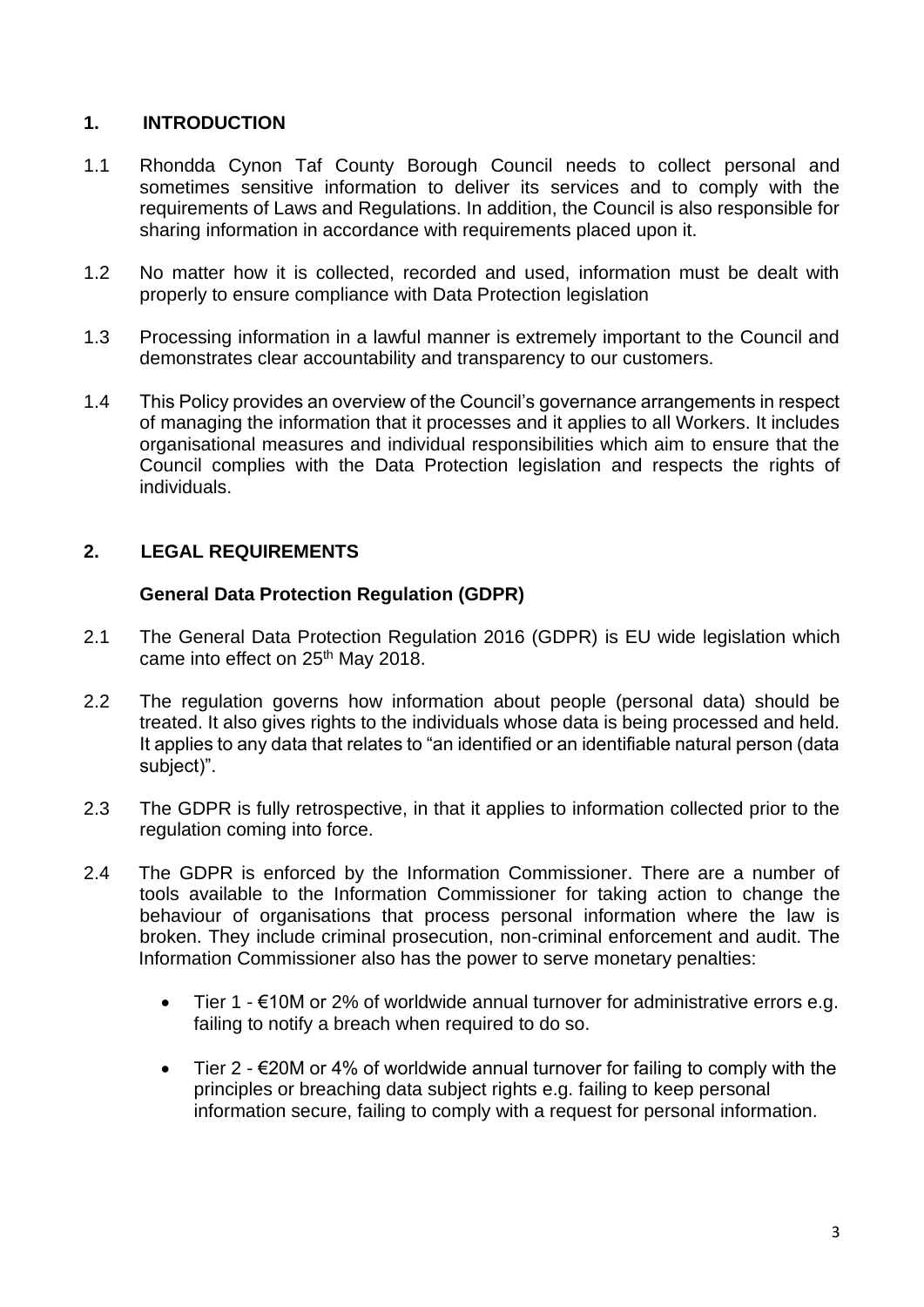## 1. INTRODUCTION

1.1 Rhondda Cynon Taf County Borough Council needs to collect personal and sometimes sensitive information to deliver its services and to comply with the requirements of Laws and Regulations. In addition, the Council is also responsible for sharing information in accordance with requirements placed upon it.

1.2 No matter how it is collected, recorded and used, information must be dealt with properly to ensure compliance with Data Protection legislation

1.3 Processing information in a lawful manner is extremely important to the Council and demonstrates clear accountability and transparency to our customers.

1.4 This Policy provides an overview of the Council's governance arrangements in respect of managing the information that it processes and it applies to all Workers. It includes organisational measures and individual responsibilities which aim to ensure that the Council complies with the Data Protection legislation and respects the rights of individuals.

## 2. LEGAL REQUIREMENTS

### General Data Protection Regulation (GDPR)

2.1 The General Data Protection Regulation 2016 (GDPR) is EU wide legislation which came into effect on 25th May 2018.

2.2 The regulation governs how information about people (personal data) should be treated. It also gives rights to the individuals whose data is being processed and held. It applies to any data that relates to "an identified or an identifiable natural person (data subject)".

2.3 The GDPR is fully retrospective, in that it applies to information collected prior to the regulation coming into force.

2.4 The GDPR is enforced by the Information Commissioner. There are a number of tools available to the Information Commissioner for taking action to change the behaviour of organisations that process personal information where the law is broken. They include criminal prosecution, non-criminal enforcement and audit. The Information Commissioner also has the power to serve monetary penalties:

- Tier 1 - €10M or 2% of worldwide annual turnover for administrative errors e.g. failing to notify a breach when required to do so.
- Tier 2 - €20M or 4% of worldwide annual turnover for failing to comply with the principles or breaching data subject rights e.g. failing to keep personal information secure, failing to comply with a request for personal information.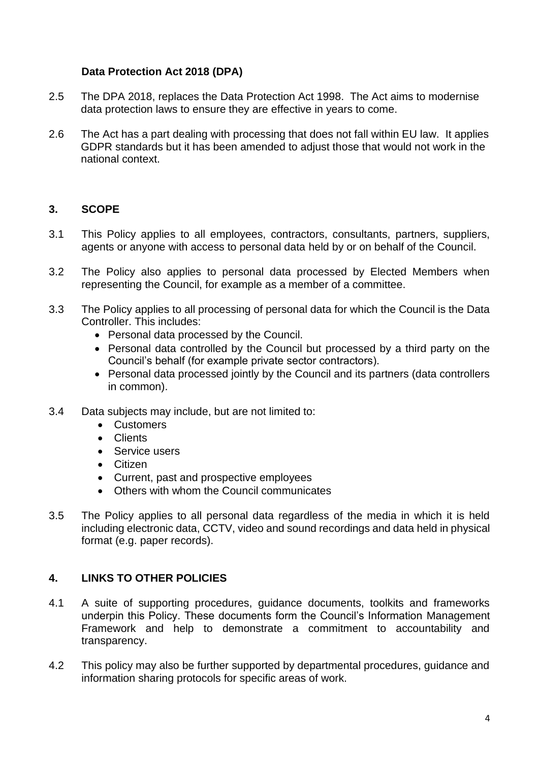### Data Protection Act 2018 (DPA)

2.5 The DPA 2018, replaces the Data Protection Act 1998. The Act aims to modernise data protection laws to ensure they are effective in years to come.

2.6 The Act has a part dealing with processing that does not fall within EU law. It applies GDPR standards but it has been amended to adjust those that would not work in the national context.

## 3. SCOPE

3.1 This Policy applies to all employees, contractors, consultants, partners, suppliers, agents or anyone with access to personal data held by or on behalf of the Council.

3.2 The Policy also applies to personal data processed by Elected Members when representing the Council, for example as a member of a committee.

3.3 The Policy applies to all processing of personal data for which the Council is the Data Controller. This includes:

- Personal data processed by the Council.
- Personal data controlled by the Council but processed by a third party on the Council's behalf (for example private sector contractors).
- Personal data processed jointly by the Council and its partners (data controllers in common).

3.4 Data subjects may include, but are not limited to:

- Customers
- Clients
- Service users
- Citizen
- Current, past and prospective employees
- Others with whom the Council communicates

3.5 The Policy applies to all personal data regardless of the media in which it is held including electronic data, CCTV, video and sound recordings and data held in physical format (e.g. paper records).

## 4. LINKS TO OTHER POLICIES

4.1 A suite of supporting procedures, guidance documents, toolkits and frameworks underpin this Policy. These documents form the Council's Information Management Framework and help to demonstrate a commitment to accountability and transparency.

4.2 This policy may also be further supported by departmental procedures, guidance and information sharing protocols for specific areas of work.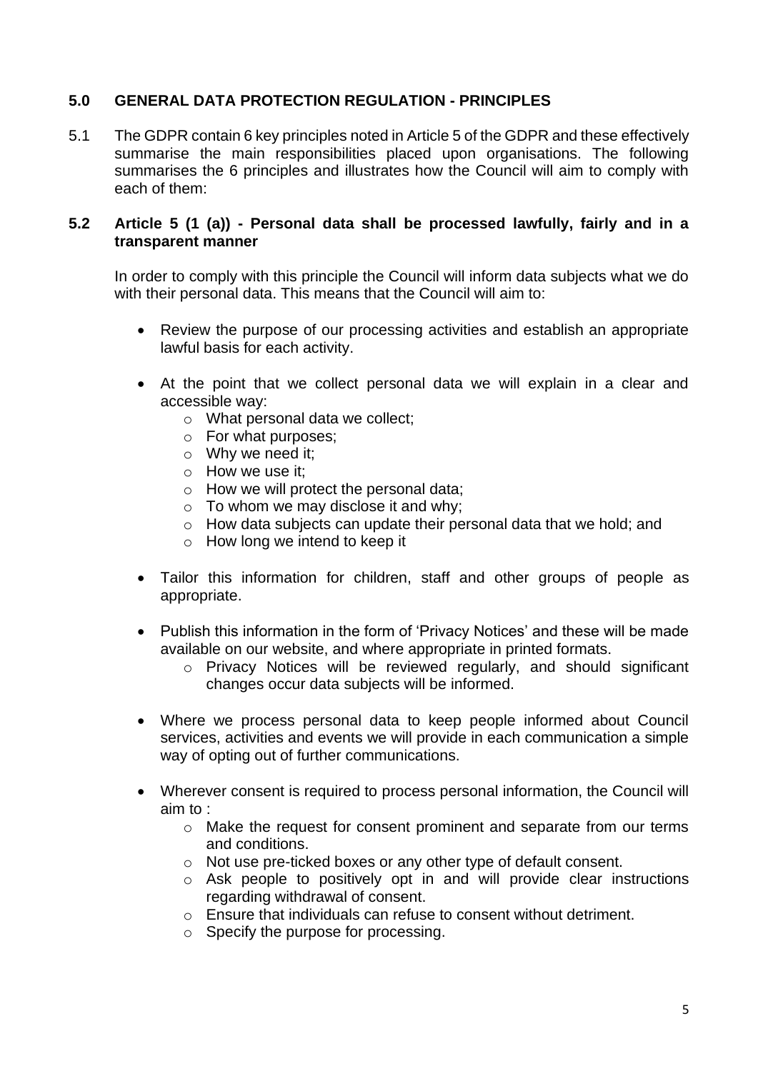## 5.0 GENERAL DATA PROTECTION REGULATION - PRINCIPLES

5.1 The GDPR contain 6 key principles noted in Article 5 of the GDPR and these effectively summarise the main responsibilities placed upon organisations. The following summarises the 6 principles and illustrates how the Council will aim to comply with each of them:

### 5.2 Article 5 (1 (a)) - Personal data shall be processed lawfully, fairly and in a transparent manner

In order to comply with this principle the Council will inform data subjects what we do with their personal data. This means that the Council will aim to:

- Review the purpose of our processing activities and establish an appropriate lawful basis for each activity.
- At the point that we collect personal data we will explain in a clear and accessible way:
  - What personal data we collect;
  - For what purposes;
  - Why we need it;
  - How we use it;
  - How we will protect the personal data;
  - To whom we may disclose it and why;
  - How data subjects can update their personal data that we hold; and
  - How long we intend to keep it
- Tailor this information for children, staff and other groups of people as appropriate.
- Publish this information in the form of 'Privacy Notices' and these will be made available on our website, and where appropriate in printed formats.
  - Privacy Notices will be reviewed regularly, and should significant changes occur data subjects will be informed.
- Where we process personal data to keep people informed about Council services, activities and events we will provide in each communication a simple way of opting out of further communications.
- Wherever consent is required to process personal information, the Council will aim to :
  - Make the request for consent prominent and separate from our terms and conditions.
  - Not use pre-ticked boxes or any other type of default consent.
  - Ask people to positively opt in and will provide clear instructions regarding withdrawal of consent.
  - Ensure that individuals can refuse to consent without detriment.
  - Specify the purpose for processing.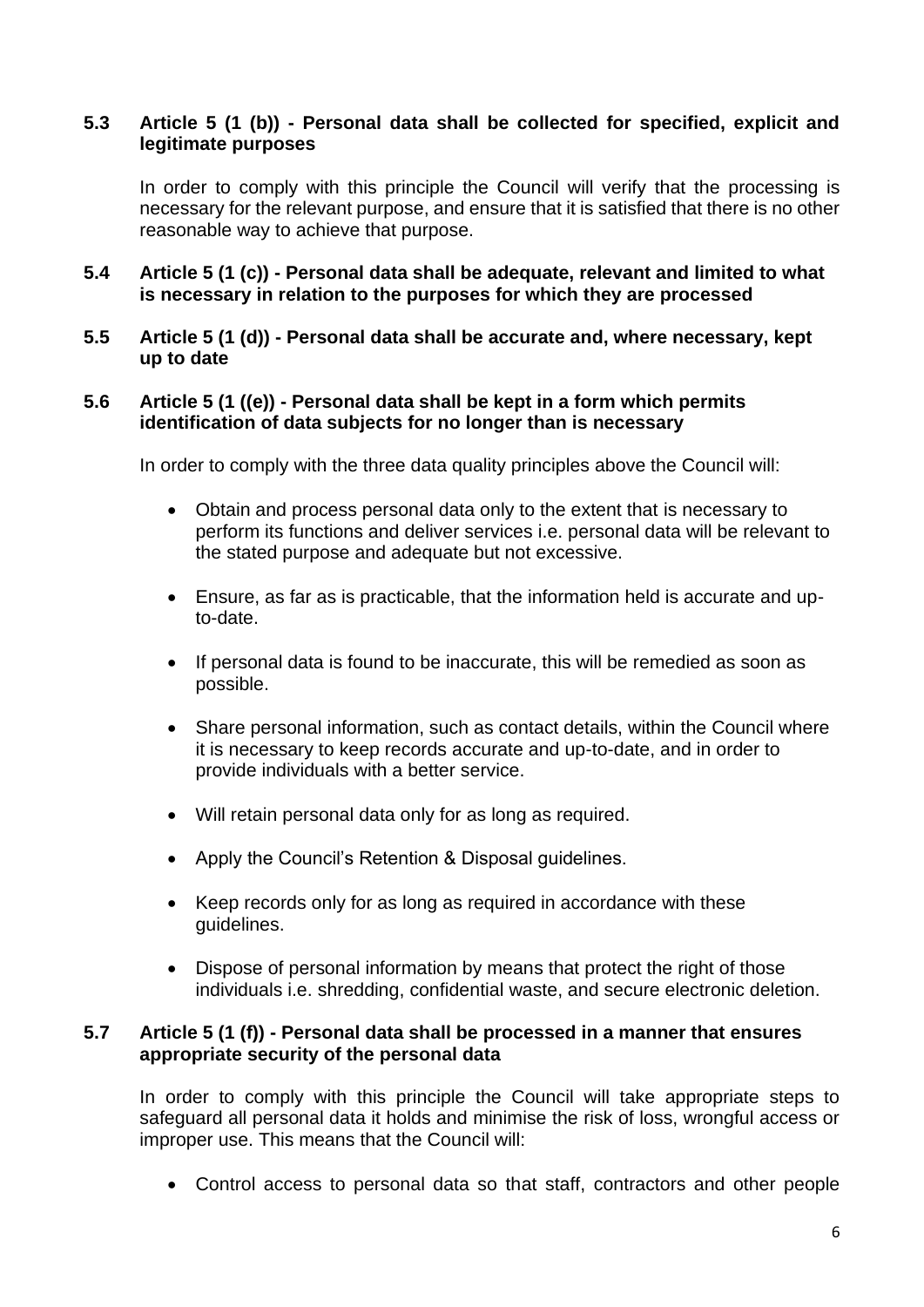### 5.3 Article 5 (1 (b)) - Personal data shall be collected for specified, explicit and legitimate purposes

In order to comply with this principle the Council will verify that the processing is necessary for the relevant purpose, and ensure that it is satisfied that there is no other reasonable way to achieve that purpose.

### 5.4 Article 5 (1 (c)) - Personal data shall be adequate, relevant and limited to what is necessary in relation to the purposes for which they are processed

### 5.5 Article 5 (1 (d)) - Personal data shall be accurate and, where necessary, kept up to date

### 5.6 Article 5 (1 ((e)) - Personal data shall be kept in a form which permits identification of data subjects for no longer than is necessary

In order to comply with the three data quality principles above the Council will:

- Obtain and process personal data only to the extent that is necessary to perform its functions and deliver services i.e. personal data will be relevant to the stated purpose and adequate but not excessive.
- Ensure, as far as is practicable, that the information held is accurate and up-to-date.
- If personal data is found to be inaccurate, this will be remedied as soon as possible.
- Share personal information, such as contact details, within the Council where it is necessary to keep records accurate and up-to-date, and in order to provide individuals with a better service.
- Will retain personal data only for as long as required.
- Apply the Council's Retention & Disposal guidelines.
- Keep records only for as long as required in accordance with these guidelines.
- Dispose of personal information by means that protect the right of those individuals i.e. shredding, confidential waste, and secure electronic deletion.

### 5.7 Article 5 (1 (f)) - Personal data shall be processed in a manner that ensures appropriate security of the personal data

In order to comply with this principle the Council will take appropriate steps to safeguard all personal data it holds and minimise the risk of loss, wrongful access or improper use. This means that the Council will:

- Control access to personal data so that staff, contractors and other people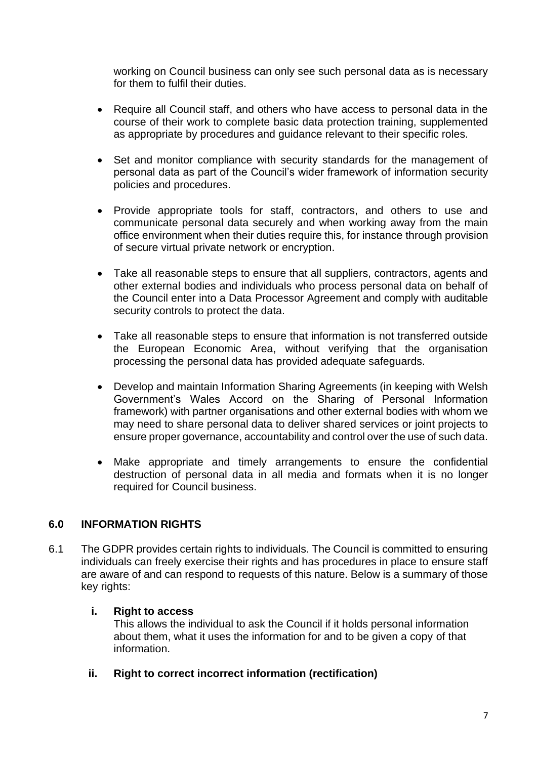working on Council business can only see such personal data as is necessary for them to fulfil their duties.

- Require all Council staff, and others who have access to personal data in the course of their work to complete basic data protection training, supplemented as appropriate by procedures and guidance relevant to their specific roles.

- Set and monitor compliance with security standards for the management of personal data as part of the Council's wider framework of information security policies and procedures.

- Provide appropriate tools for staff, contractors, and others to use and communicate personal data securely and when working away from the main office environment when their duties require this, for instance through provision of secure virtual private network or encryption.

- Take all reasonable steps to ensure that all suppliers, contractors, agents and other external bodies and individuals who process personal data on behalf of the Council enter into a Data Processor Agreement and comply with auditable security controls to protect the data.

- Take all reasonable steps to ensure that information is not transferred outside the European Economic Area, without verifying that the organisation processing the personal data has provided adequate safeguards.

- Develop and maintain Information Sharing Agreements (in keeping with Welsh Government's Wales Accord on the Sharing of Personal Information framework) with partner organisations and other external bodies with whom we may need to share personal data to deliver shared services or joint projects to ensure proper governance, accountability and control over the use of such data.

- Make appropriate and timely arrangements to ensure the confidential destruction of personal data in all media and formats when it is no longer required for Council business.

## 6.0 INFORMATION RIGHTS

6.1 The GDPR provides certain rights to individuals. The Council is committed to ensuring individuals can freely exercise their rights and has procedures in place to ensure staff are aware of and can respond to requests of this nature. Below is a summary of those key rights:

**i. Right to access**

This allows the individual to ask the Council if it holds personal information about them, what it uses the information for and to be given a copy of that information.

**ii. Right to correct incorrect information (rectification)**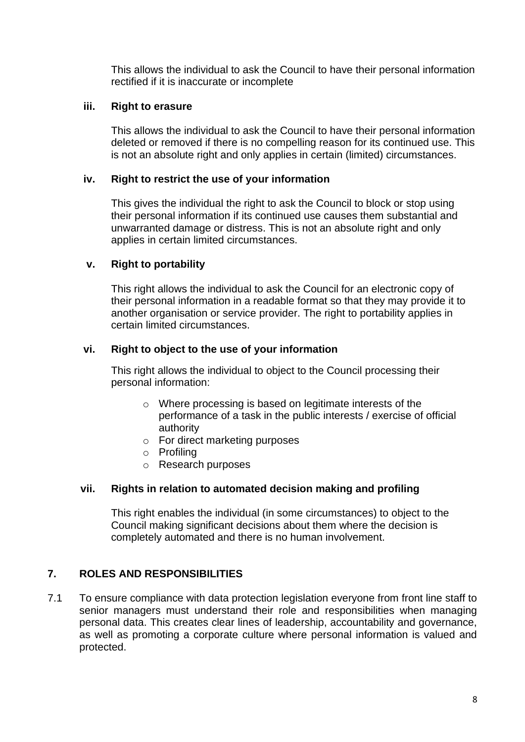This allows the individual to ask the Council to have their personal information rectified if it is inaccurate or incomplete

**iii. Right to erasure**

This allows the individual to ask the Council to have their personal information deleted or removed if there is no compelling reason for its continued use. This is not an absolute right and only applies in certain (limited) circumstances.

**iv. Right to restrict the use of your information**

This gives the individual the right to ask the Council to block or stop using their personal information if its continued use causes them substantial and unwarranted damage or distress. This is not an absolute right and only applies in certain limited circumstances.

**v. Right to portability**

This right allows the individual to ask the Council for an electronic copy of their personal information in a readable format so that they may provide it to another organisation or service provider. The right to portability applies in certain limited circumstances.

**vi. Right to object to the use of your information**

This right allows the individual to object to the Council processing their personal information:

- Where processing is based on legitimate interests of the performance of a task in the public interests / exercise of official authority
- For direct marketing purposes
- Profiling
- Research purposes

**vii. Rights in relation to automated decision making and profiling**

This right enables the individual (in some circumstances) to object to the Council making significant decisions about them where the decision is completely automated and there is no human involvement.

## 7. ROLES AND RESPONSIBILITIES

7.1 To ensure compliance with data protection legislation everyone from front line staff to senior managers must understand their role and responsibilities when managing personal data. This creates clear lines of leadership, accountability and governance, as well as promoting a corporate culture where personal information is valued and protected.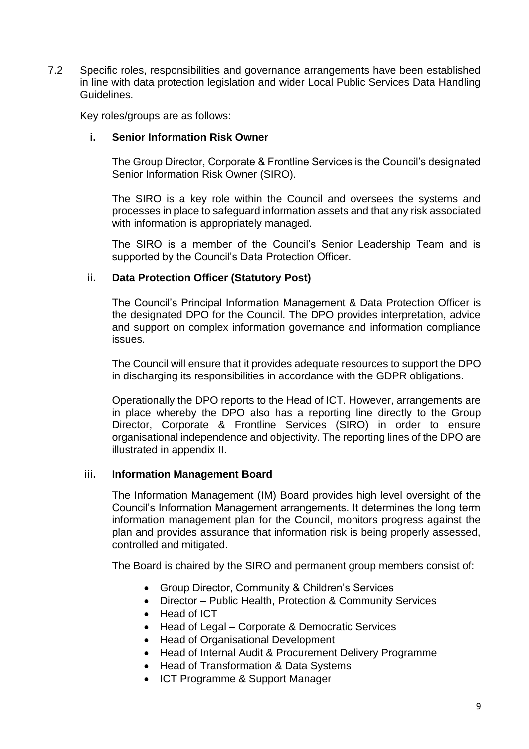7.2 Specific roles, responsibilities and governance arrangements have been established in line with data protection legislation and wider Local Public Services Data Handling Guidelines.

Key roles/groups are as follows:

**i. Senior Information Risk Owner**

The Group Director, Corporate & Frontline Services is the Council's designated Senior Information Risk Owner (SIRO).

The SIRO is a key role within the Council and oversees the systems and processes in place to safeguard information assets and that any risk associated with information is appropriately managed.

The SIRO is a member of the Council's Senior Leadership Team and is supported by the Council's Data Protection Officer.

**ii. Data Protection Officer (Statutory Post)**

The Council's Principal Information Management & Data Protection Officer is the designated DPO for the Council. The DPO provides interpretation, advice and support on complex information governance and information compliance issues.

The Council will ensure that it provides adequate resources to support the DPO in discharging its responsibilities in accordance with the GDPR obligations.

Operationally the DPO reports to the Head of ICT. However, arrangements are in place whereby the DPO also has a reporting line directly to the Group Director, Corporate & Frontline Services (SIRO) in order to ensure organisational independence and objectivity. The reporting lines of the DPO are illustrated in appendix II.

**iii. Information Management Board**

The Information Management (IM) Board provides high level oversight of the Council's Information Management arrangements. It determines the long term information management plan for the Council, monitors progress against the plan and provides assurance that information risk is being properly assessed, controlled and mitigated.

The Board is chaired by the SIRO and permanent group members consist of:

- Group Director, Community & Children's Services
- Director – Public Health, Protection & Community Services
- Head of ICT
- Head of Legal – Corporate & Democratic Services
- Head of Organisational Development
- Head of Internal Audit & Procurement Delivery Programme
- Head of Transformation & Data Systems
- ICT Programme & Support Manager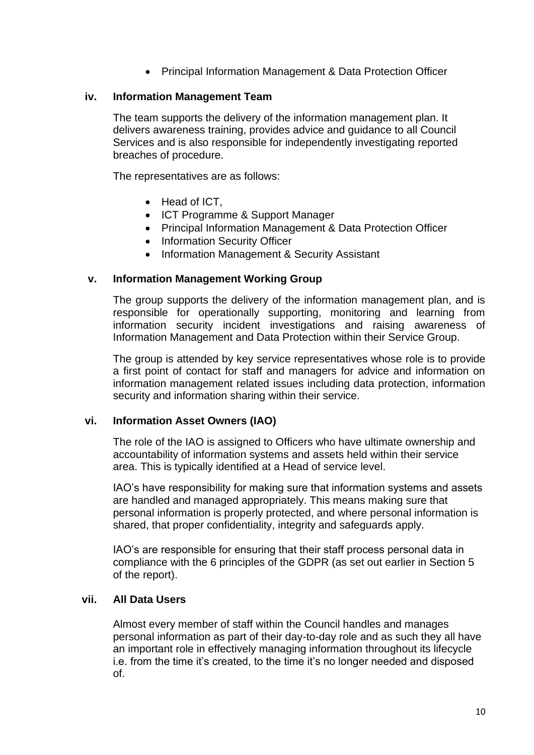- Principal Information Management & Data Protection Officer

### iv. Information Management Team

The team supports the delivery of the information management plan. It delivers awareness training, provides advice and guidance to all Council Services and is also responsible for independently investigating reported breaches of procedure.

The representatives are as follows:

- Head of ICT,
- ICT Programme & Support Manager
- Principal Information Management & Data Protection Officer
- Information Security Officer
- Information Management & Security Assistant

### v. Information Management Working Group

The group supports the delivery of the information management plan, and is responsible for operationally supporting, monitoring and learning from information security incident investigations and raising awareness of Information Management and Data Protection within their Service Group.

The group is attended by key service representatives whose role is to provide a first point of contact for staff and managers for advice and information on information management related issues including data protection, information security and information sharing within their service.

### vi. Information Asset Owners (IAO)

The role of the IAO is assigned to Officers who have ultimate ownership and accountability of information systems and assets held within their service area. This is typically identified at a Head of service level.

IAO's have responsibility for making sure that information systems and assets are handled and managed appropriately. This means making sure that personal information is properly protected, and where personal information is shared, that proper confidentiality, integrity and safeguards apply.

IAO's are responsible for ensuring that their staff process personal data in compliance with the 6 principles of the GDPR (as set out earlier in Section 5 of the report).

### vii. All Data Users

Almost every member of staff within the Council handles and manages personal information as part of their day-to-day role and as such they all have an important role in effectively managing information throughout its lifecycle i.e. from the time it's created, to the time it's no longer needed and disposed of.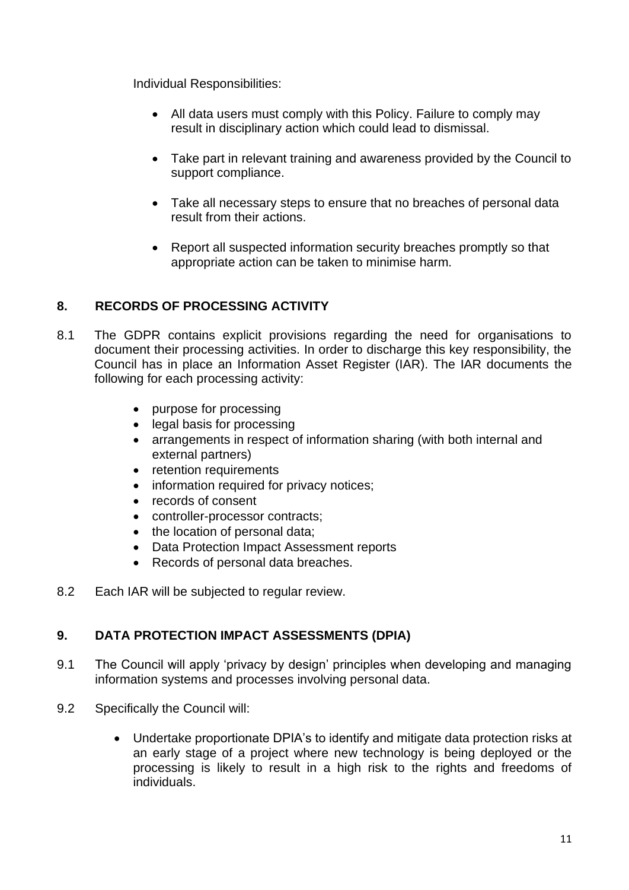Individual Responsibilities:

- All data users must comply with this Policy. Failure to comply may result in disciplinary action which could lead to dismissal.
- Take part in relevant training and awareness provided by the Council to support compliance.
- Take all necessary steps to ensure that no breaches of personal data result from their actions.
- Report all suspected information security breaches promptly so that appropriate action can be taken to minimise harm.

## 8. RECORDS OF PROCESSING ACTIVITY

8.1 The GDPR contains explicit provisions regarding the need for organisations to document their processing activities. In order to discharge this key responsibility, the Council has in place an Information Asset Register (IAR). The IAR documents the following for each processing activity:

- purpose for processing
- legal basis for processing
- arrangements in respect of information sharing (with both internal and external partners)
- retention requirements
- information required for privacy notices;
- records of consent
- controller-processor contracts;
- the location of personal data;
- Data Protection Impact Assessment reports
- Records of personal data breaches.

8.2 Each IAR will be subjected to regular review.

## 9. DATA PROTECTION IMPACT ASSESSMENTS (DPIA)

9.1 The Council will apply 'privacy by design' principles when developing and managing information systems and processes involving personal data.

9.2 Specifically the Council will:

- Undertake proportionate DPIA's to identify and mitigate data protection risks at an early stage of a project where new technology is being deployed or the processing is likely to result in a high risk to the rights and freedoms of individuals.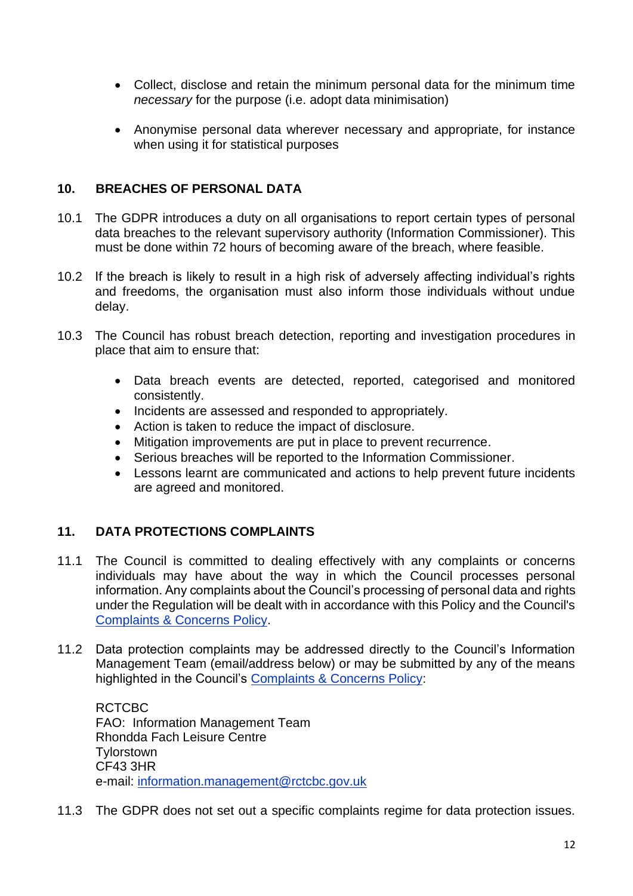- Collect, disclose and retain the minimum personal data for the minimum time *necessary* for the purpose (i.e. adopt data minimisation)

- Anonymise personal data wherever necessary and appropriate, for instance when using it for statistical purposes

## 10. BREACHES OF PERSONAL DATA

10.1 The GDPR introduces a duty on all organisations to report certain types of personal data breaches to the relevant supervisory authority (Information Commissioner). This must be done within 72 hours of becoming aware of the breach, where feasible.

10.2 If the breach is likely to result in a high risk of adversely affecting individual's rights and freedoms, the organisation must also inform those individuals without undue delay.

10.3 The Council has robust breach detection, reporting and investigation procedures in place that aim to ensure that:

- Data breach events are detected, reported, categorised and monitored consistently.
- Incidents are assessed and responded to appropriately.
- Action is taken to reduce the impact of disclosure.
- Mitigation improvements are put in place to prevent recurrence.
- Serious breaches will be reported to the Information Commissioner.
- Lessons learnt are communicated and actions to help prevent future incidents are agreed and monitored.

## 11. DATA PROTECTIONS COMPLAINTS

11.1 The Council is committed to dealing effectively with any complaints or concerns individuals may have about the way in which the Council processes personal information. Any complaints about the Council's processing of personal data and rights under the Regulation will be dealt with in accordance with this Policy and the Council's Complaints & Concerns Policy.

11.2 Data protection complaints may be addressed directly to the Council's Information Management Team (email/address below) or may be submitted by any of the means highlighted in the Council's Complaints & Concerns Policy:

RCTCBC
FAO: Information Management Team
Rhondda Fach Leisure Centre
Tylorstown
CF43 3HR
e-mail: information.management@rctcbc.gov.uk

11.3 The GDPR does not set out a specific complaints regime for data protection issues.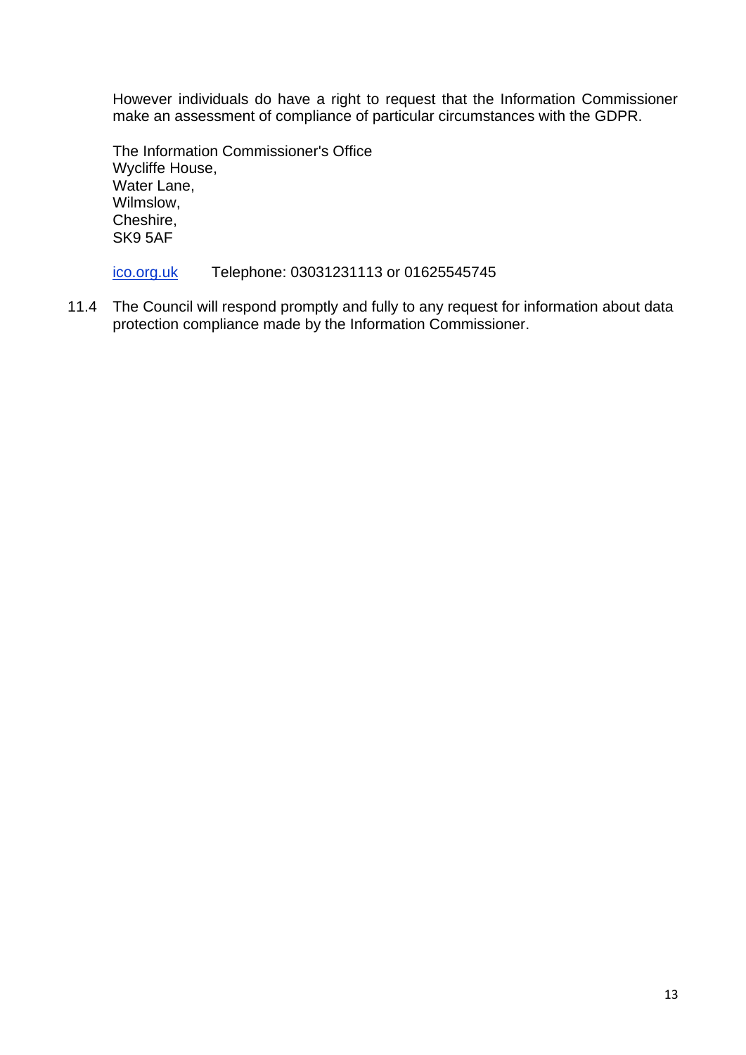However individuals do have a right to request that the Information Commissioner make an assessment of compliance of particular circumstances with the GDPR.

The Information Commissioner's Office  
Wycliffe House,  
Water Lane,  
Wilmslow,  
Cheshire,  
SK9 5AF

[ico.org.uk](https://ico.org.uk)     Telephone: 03031231113 or 01625545745

11.4 The Council will respond promptly and fully to any request for information about data protection compliance made by the Information Commissioner.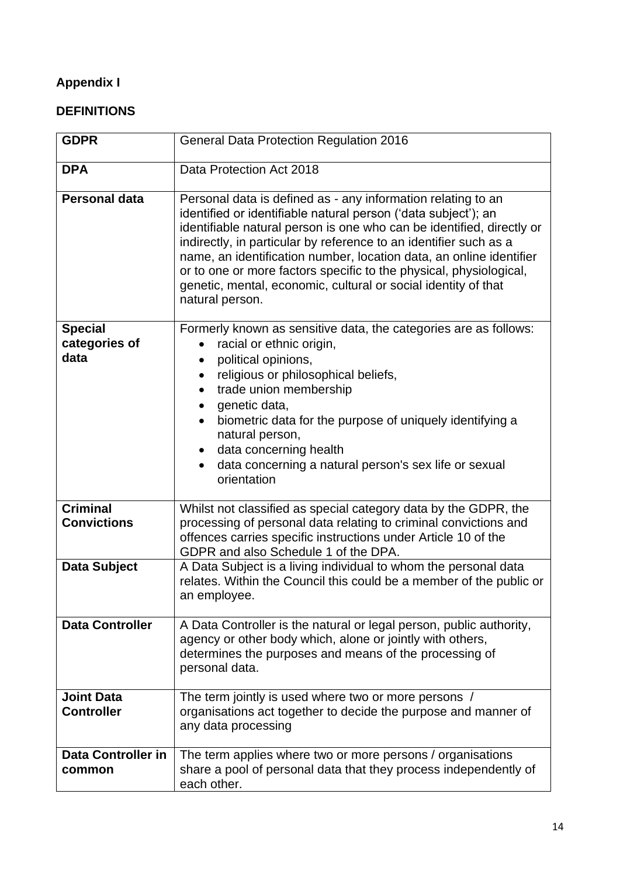**Appendix I**

**DEFINITIONS**

| | |
|---|---|
| **GDPR** | General Data Protection Regulation 2016 |
| **DPA** | Data Protection Act 2018 |
| **Personal data** | Personal data is defined as - any information relating to an identified or identifiable natural person ('data subject'); an identifiable natural person is one who can be identified, directly or indirectly, in particular by reference to an identifier such as a name, an identification number, location data, an online identifier or to one or more factors specific to the physical, physiological, genetic, mental, economic, cultural or social identity of that natural person. |
| **Special categories of data** | Formerly known as sensitive data, the categories are as follows:<br>• racial or ethnic origin,<br>• political opinions,<br>• religious or philosophical beliefs,<br>• trade union membership<br>• genetic data,<br>• biometric data for the purpose of uniquely identifying a natural person,<br>• data concerning health<br>• data concerning a natural person's sex life or sexual orientation |
| **Criminal Convictions** | Whilst not classified as special category data by the GDPR, the processing of personal data relating to criminal convictions and offences carries specific instructions under Article 10 of the GDPR and also Schedule 1 of the DPA. |
| **Data Subject** | A Data Subject is a living individual to whom the personal data relates. Within the Council this could be a member of the public or an employee. |
| **Data Controller** | A Data Controller is the natural or legal person, public authority, agency or other body which, alone or jointly with others, determines the purposes and means of the processing of personal data. |
| **Joint Data Controller** | The term jointly is used where two or more persons / organisations act together to decide the purpose and manner of any data processing |
| **Data Controller in common** | The term applies where two or more persons / organisations share a pool of personal data that they process independently of each other. |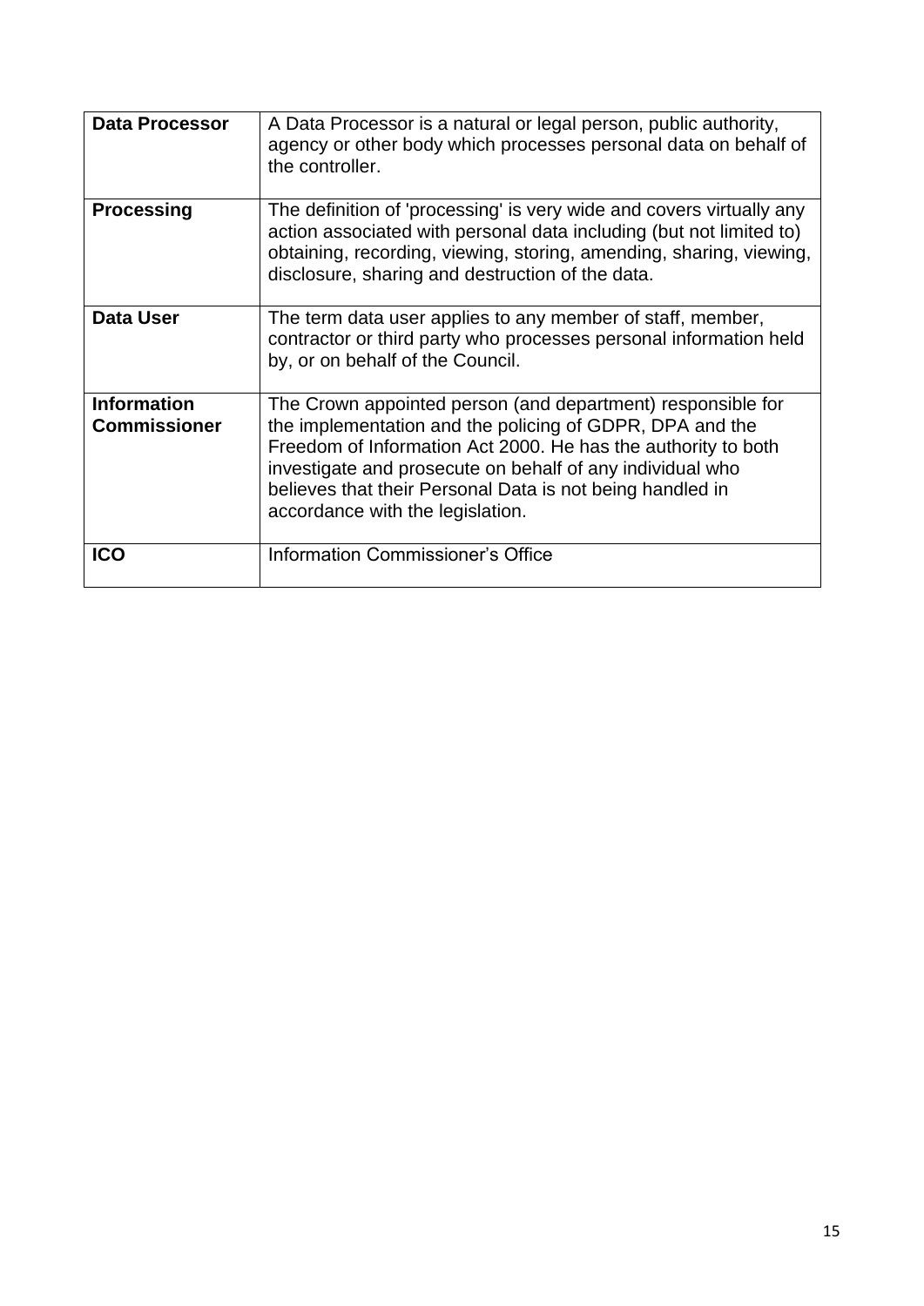| | |
|---|---|
| **Data Processor** | A Data Processor is a natural or legal person, public authority, agency or other body which processes personal data on behalf of the controller. |
| **Processing** | The definition of 'processing' is very wide and covers virtually any action associated with personal data including (but not limited to) obtaining, recording, viewing, storing, amending, sharing, viewing, disclosure, sharing and destruction of the data. |
| **Data User** | The term data user applies to any member of staff, member, contractor or third party who processes personal information held by, or on behalf of the Council. |
| **Information Commissioner** | The Crown appointed person (and department) responsible for the implementation and the policing of GDPR, DPA and the Freedom of Information Act 2000. He has the authority to both investigate and prosecute on behalf of any individual who believes that their Personal Data is not being handled in accordance with the legislation. |
| **ICO** | Information Commissioner's Office |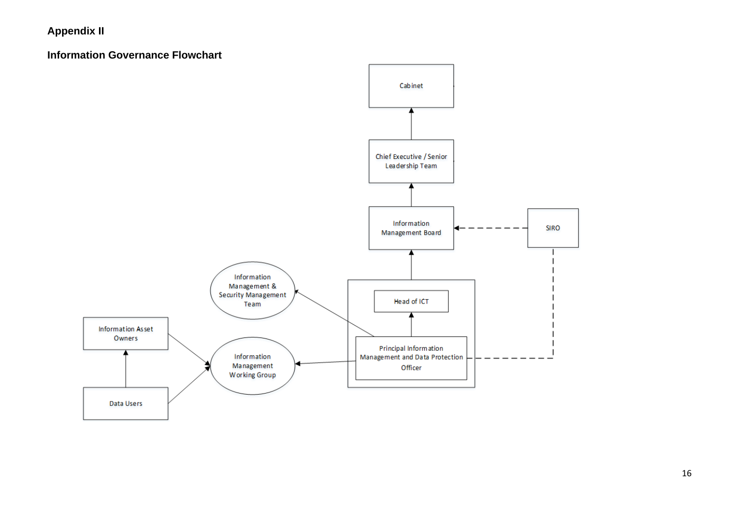## Appendix II

### Information Governance Flowchart

Cabinet

Chief Executive / Senior Leadership Team

Information Management Board

SIRO

Information Management & Security Management Team

Head of ICT

Information Asset Owners

Information Management Working Group

Principal Information Management and Data Protection Officer

Data Users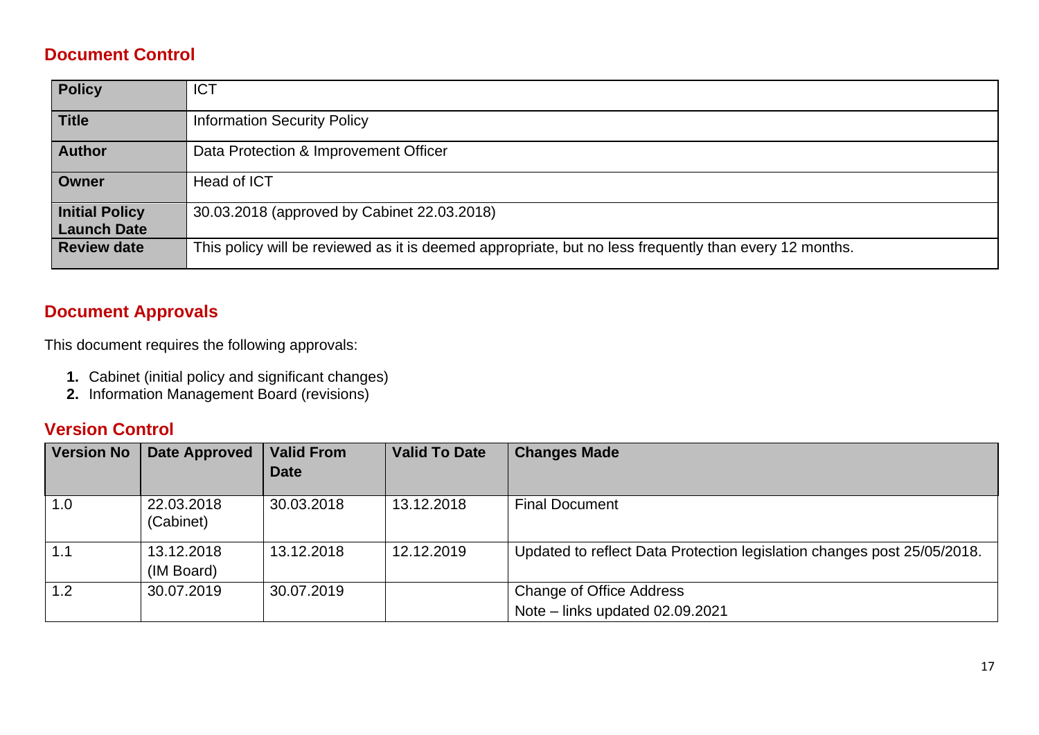## Document Control

| | |
|---|---|
| **Policy** | ICT |
| **Title** | Information Security Policy |
| **Author** | Data Protection & Improvement Officer |
| **Owner** | Head of ICT |
| **Initial Policy Launch Date** | 30.03.2018 (approved by Cabinet 22.03.2018) |
| **Review date** | This policy will be reviewed as it is deemed appropriate, but no less frequently than every 12 months. |

## Document Approvals

This document requires the following approvals:

1. Cabinet (initial policy and significant changes)
2. Information Management Board (revisions)

## Version Control

| Version No | Date Approved | Valid From Date | Valid To Date | Changes Made |
|---|---|---|---|---|
| 1.0 | 22.03.2018 (Cabinet) | 30.03.2018 | 13.12.2018 | Final Document |
| 1.1 | 13.12.2018 (IM Board) | 13.12.2018 | 12.12.2019 | Updated to reflect Data Protection legislation changes post 25/05/2018. |
| 1.2 | 30.07.2019 | 30.07.2019 | | Change of Office Address<br>Note – links updated 02.09.2021 |